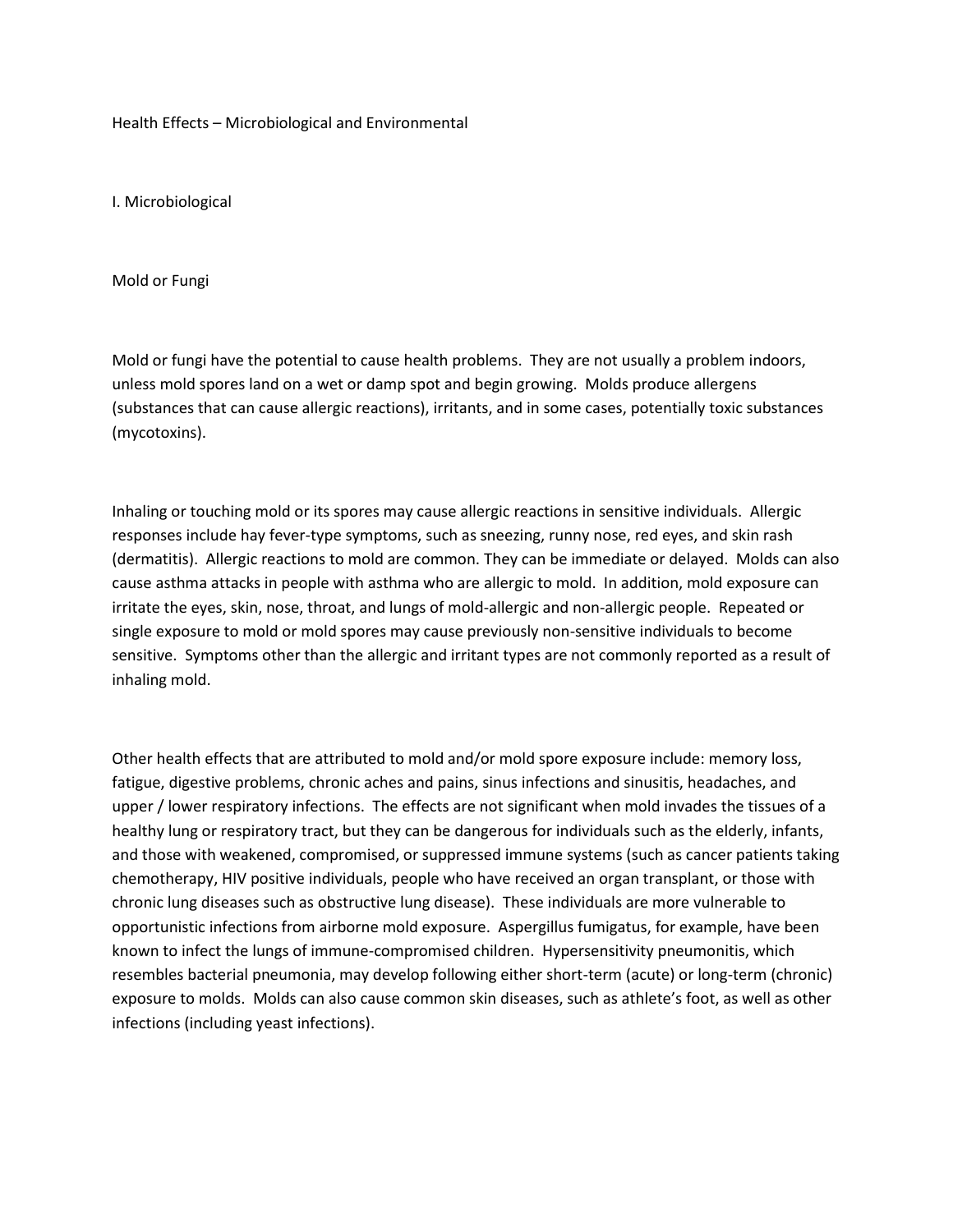# Health Effects – Microbiological and Environmental

## I. Microbiological

### Mold or Fungi

Mold or fungi have the potential to cause health problems. They are not usually a problem indoors, unless mold spores land on a wet or damp spot and begin growing. Molds produce allergens (substances that can cause allergic reactions), irritants, and in some cases, potentially toxic substances (mycotoxins).

Inhaling or touching mold or its spores may cause allergic reactions in sensitive individuals. Allergic responses include hay fever-type symptoms, such as sneezing, runny nose, red eyes, and skin rash (dermatitis). Allergic reactions to mold are common. They can be immediate or delayed. Molds can also cause asthma attacks in people with asthma who are allergic to mold. In addition, mold exposure can irritate the eyes, skin, nose, throat, and lungs of mold-allergic and non-allergic people. Repeated or single exposure to mold or mold spores may cause previously non-sensitive individuals to become sensitive. Symptoms other than the allergic and irritant types are not commonly reported as a result of inhaling mold.

Other health effects that are attributed to mold and/or mold spore exposure include: memory loss, fatigue, digestive problems, chronic aches and pains, sinus infections and sinusitis, headaches, and upper / lower respiratory infections. The effects are not significant when mold invades the tissues of a healthy lung or respiratory tract, but they can be dangerous for individuals such as the elderly, infants, and those with weakened, compromised, or suppressed immune systems (such as cancer patients taking chemotherapy, HIV positive individuals, people who have received an organ transplant, or those with chronic lung diseases such as obstructive lung disease). These individuals are more vulnerable to opportunistic infections from airborne mold exposure. Aspergillus fumigatus, for example, have been known to infect the lungs of immune-compromised children. Hypersensitivity pneumonitis, which resembles bacterial pneumonia, may develop following either short-term (acute) or long-term (chronic) exposure to molds. Molds can also cause common skin diseases, such as athlete's foot, as well as other infections (including yeast infections).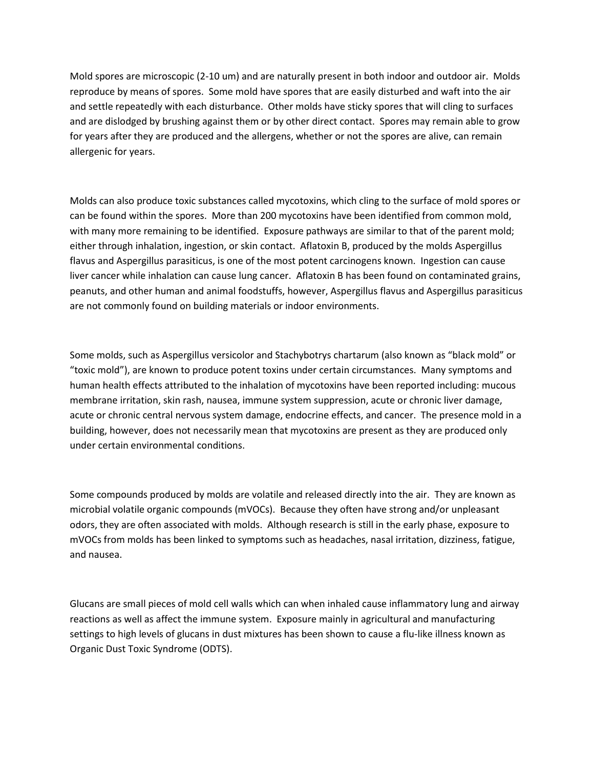Mold spores are microscopic (2-10 um) and are naturally present in both indoor and outdoor air. Molds reproduce by means of spores. Some mold have spores that are easily disturbed and waft into the air and settle repeatedly with each disturbance. Other molds have sticky spores that will cling to surfaces and are dislodged by brushing against them or by other direct contact. Spores may remain able to grow for years after they are produced and the allergens, whether or not the spores are alive, can remain allergenic for years.

Molds can also produce toxic substances called mycotoxins, which cling to the surface of mold spores or can be found within the spores. More than 200 mycotoxins have been identified from common mold, with many more remaining to be identified. Exposure pathways are similar to that of the parent mold; either through inhalation, ingestion, or skin contact. Aflatoxin B, produced by the molds Aspergillus flavus and Aspergillus parasiticus, is one of the most potent carcinogens known. Ingestion can cause liver cancer while inhalation can cause lung cancer. Aflatoxin B has been found on contaminated grains, peanuts, and other human and animal foodstuffs, however, Aspergillus flavus and Aspergillus parasiticus are not commonly found on building materials or indoor environments.

Some molds, such as Aspergillus versicolor and Stachybotrys chartarum (also known as "black mold" or "toxic mold"), are known to produce potent toxins under certain circumstances. Many symptoms and human health effects attributed to the inhalation of mycotoxins have been reported including: mucous membrane irritation, skin rash, nausea, immune system suppression, acute or chronic liver damage, acute or chronic central nervous system damage, endocrine effects, and cancer. The presence mold in a building, however, does not necessarily mean that mycotoxins are present as they are produced only under certain environmental conditions.

Some compounds produced by molds are volatile and released directly into the air. They are known as microbial volatile organic compounds (mVOCs). Because they often have strong and/or unpleasant odors, they are often associated with molds. Although research is still in the early phase, exposure to mVOCs from molds has been linked to symptoms such as headaches, nasal irritation, dizziness, fatigue, and nausea.

Glucans are small pieces of mold cell walls which can when inhaled cause inflammatory lung and airway reactions as well as affect the immune system. Exposure mainly in agricultural and manufacturing settings to high levels of glucans in dust mixtures has been shown to cause a flu-like illness known as Organic Dust Toxic Syndrome (ODTS).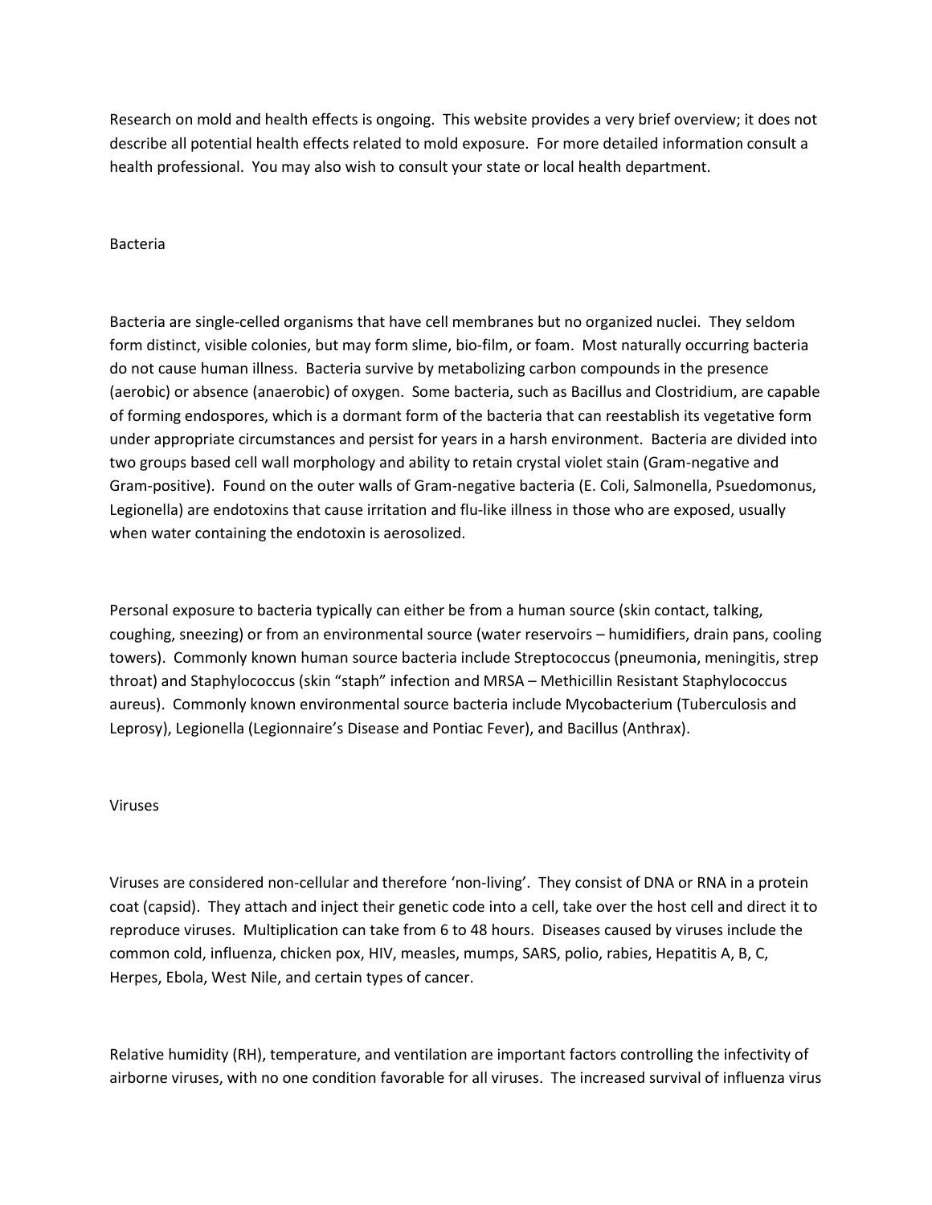Research on mold and health effects is ongoing. This website provides a very brief overview; it does not describe all potential health effects related to mold exposure. For more detailed information consult a health professional. You may also wish to consult your state or local health department.

## Bacteria

Bacteria are single-celled organisms that have cell membranes but no organized nuclei. They seldom form distinct, visible colonies, but may form slime, bio-film, or foam. Most naturally occurring bacteria do not cause human illness. Bacteria survive by metabolizing carbon compounds in the presence (aerobic) or absence (anaerobic) of oxygen. Some bacteria, such as Bacillus and Clostridium, are capable of forming endospores, which is a dormant form of the bacteria that can reestablish its vegetative form under appropriate circumstances and persist for years in a harsh environment. Bacteria are divided into two groups based cell wall morphology and ability to retain crystal violet stain (Gram-negative and Gram-positive). Found on the outer walls of Gram-negative bacteria (E. Coli, Salmonella, Psuedomonus, Legionella) are endotoxins that cause irritation and flu-like illness in those who are exposed, usually when water containing the endotoxin is aerosolized.

Personal exposure to bacteria typically can either be from a human source (skin contact, talking, coughing, sneezing) or from an environmental source (water reservoirs – humidifiers, drain pans, cooling towers). Commonly known human source bacteria include Streptococcus (pneumonia, meningitis, strep throat) and Staphylococcus (skin "staph" infection and MRSA – Methicillin Resistant Staphylococcus aureus). Commonly known environmental source bacteria include Mycobacterium (Tuberculosis and Leprosy), Legionella (Legionnaire's Disease and Pontiac Fever), and Bacillus (Anthrax).

## Viruses

Viruses are considered non-cellular and therefore 'non-living'. They consist of DNA or RNA in a protein coat (capsid). They attach and inject their genetic code into a cell, take over the host cell and direct it to reproduce viruses. Multiplication can take from 6 to 48 hours. Diseases caused by viruses include the common cold, influenza, chicken pox, HIV, measles, mumps, SARS, polio, rabies, Hepatitis A, B, C, Herpes, Ebola, West Nile, and certain types of cancer.

Relative humidity (RH), temperature, and ventilation are important factors controlling the infectivity of airborne viruses, with no one condition favorable for all viruses. The increased survival of influenza virus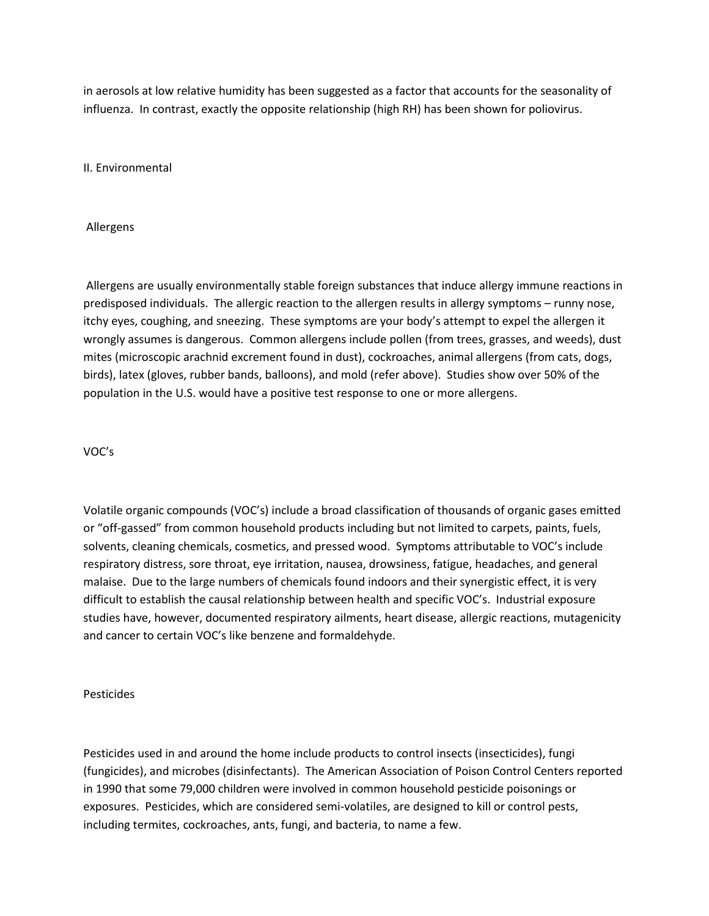in aerosols at low relative humidity has been suggested as a factor that accounts for the seasonality of influenza. In contrast, exactly the opposite relationship (high RH) has been shown for poliovirus.

## II. Environmental

### Allergens

Allergens are usually environmentally stable foreign substances that induce allergy immune reactions in predisposed individuals. The allergic reaction to the allergen results in allergy symptoms – runny nose, itchy eyes, coughing, and sneezing. These symptoms are your body's attempt to expel the allergen it wrongly assumes is dangerous. Common allergens include pollen (from trees, grasses, and weeds), dust mites (microscopic arachnid excrement found in dust), cockroaches, animal allergens (from cats, dogs, birds), latex (gloves, rubber bands, balloons), and mold (refer above). Studies show over 50% of the population in the U.S. would have a positive test response to one or more allergens.

### VOC's

Volatile organic compounds (VOC's) include a broad classification of thousands of organic gases emitted or "off-gassed" from common household products including but not limited to carpets, paints, fuels, solvents, cleaning chemicals, cosmetics, and pressed wood. Symptoms attributable to VOC's include respiratory distress, sore throat, eye irritation, nausea, drowsiness, fatigue, headaches, and general malaise. Due to the large numbers of chemicals found indoors and their synergistic effect, it is very difficult to establish the causal relationship between health and specific VOC's. Industrial exposure studies have, however, documented respiratory ailments, heart disease, allergic reactions, mutagenicity and cancer to certain VOC's like benzene and formaldehyde.

### Pesticides

Pesticides used in and around the home include products to control insects (insecticides), fungi (fungicides), and microbes (disinfectants). The American Association of Poison Control Centers reported in 1990 that some 79,000 children were involved in common household pesticide poisonings or exposures. Pesticides, which are considered semi-volatiles, are designed to kill or control pests, including termites, cockroaches, ants, fungi, and bacteria, to name a few.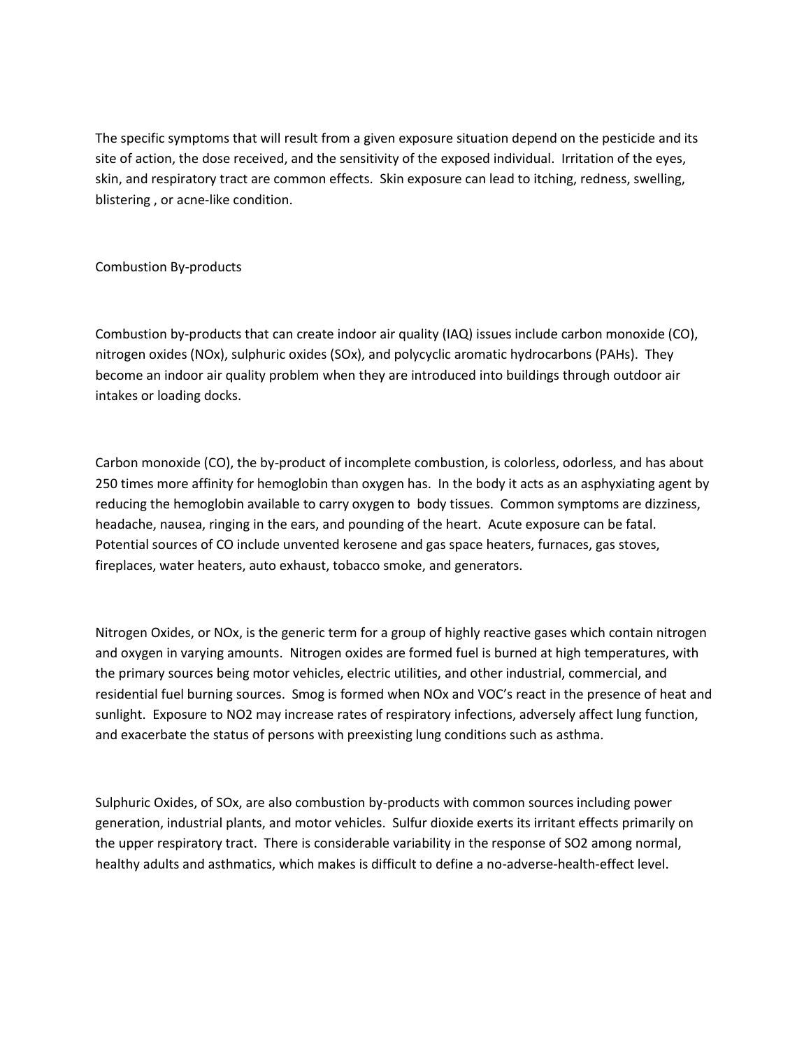The specific symptoms that will result from a given exposure situation depend on the pesticide and its site of action, the dose received, and the sensitivity of the exposed individual. Irritation of the eyes, skin, and respiratory tract are common effects. Skin exposure can lead to itching, redness, swelling, blistering , or acne-like condition.

## Combustion By-products

Combustion by-products that can create indoor air quality (IAQ) issues include carbon monoxide (CO), nitrogen oxides (NOx), sulphuric oxides (SOx), and polycyclic aromatic hydrocarbons (PAHs). They become an indoor air quality problem when they are introduced into buildings through outdoor air intakes or loading docks.

Carbon monoxide (CO), the by-product of incomplete combustion, is colorless, odorless, and has about 250 times more affinity for hemoglobin than oxygen has. In the body it acts as an asphyxiating agent by reducing the hemoglobin available to carry oxygen to body tissues. Common symptoms are dizziness, headache, nausea, ringing in the ears, and pounding of the heart. Acute exposure can be fatal. Potential sources of CO include unvented kerosene and gas space heaters, furnaces, gas stoves, fireplaces, water heaters, auto exhaust, tobacco smoke, and generators.

Nitrogen Oxides, or NOx, is the generic term for a group of highly reactive gases which contain nitrogen and oxygen in varying amounts. Nitrogen oxides are formed fuel is burned at high temperatures, with the primary sources being motor vehicles, electric utilities, and other industrial, commercial, and residential fuel burning sources. Smog is formed when NOx and VOC's react in the presence of heat and sunlight. Exposure to $NO_2$ may increase rates of respiratory infections, adversely affect lung function, and exacerbate the status of persons with preexisting lung conditions such as asthma.

Sulphuric Oxides, of SOx, are also combustion by-products with common sources including power generation, industrial plants, and motor vehicles. Sulfur dioxide exerts its irritant effects primarily on the upper respiratory tract. There is considerable variability in the response of $SO_2$ among normal, healthy adults and asthmatics, which makes is difficult to define a no-adverse-health-effect level.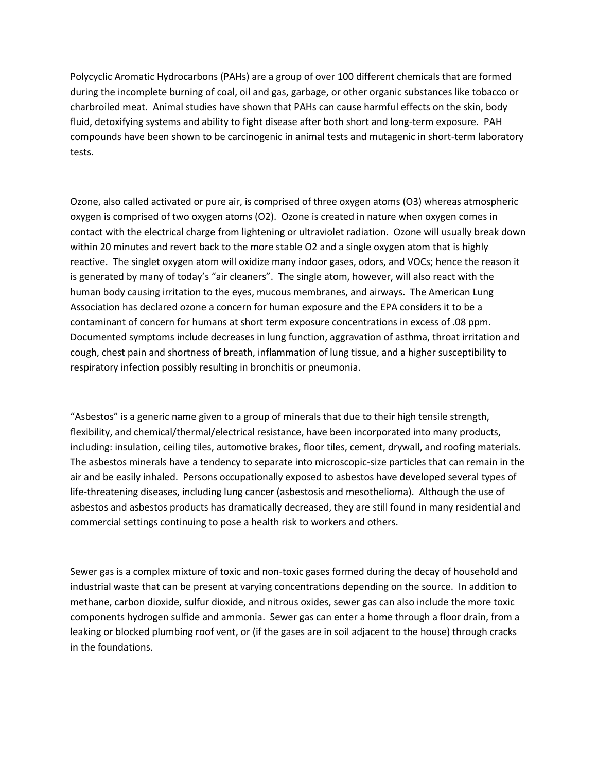Polycyclic Aromatic Hydrocarbons (PAHs) are a group of over 100 different chemicals that are formed during the incomplete burning of coal, oil and gas, garbage, or other organic substances like tobacco or charbroiled meat. Animal studies have shown that PAHs can cause harmful effects on the skin, body fluid, detoxifying systems and ability to fight disease after both short and long-term exposure. PAH compounds have been shown to be carcinogenic in animal tests and mutagenic in short-term laboratory tests.

Ozone, also called activated or pure air, is comprised of three oxygen atoms ($O_3$) whereas atmospheric oxygen is comprised of two oxygen atoms ($O_2$). Ozone is created in nature when oxygen comes in contact with the electrical charge from lightening or ultraviolet radiation. Ozone will usually break down within 20 minutes and revert back to the more stable $O_2$ and a single oxygen atom that is highly reactive. The singlet oxygen atom will oxidize many indoor gases, odors, and VOCs; hence the reason it is generated by many of today's "air cleaners". The single atom, however, will also react with the human body causing irritation to the eyes, mucous membranes, and airways. The American Lung Association has declared ozone a concern for human exposure and the EPA considers it to be a contaminant of concern for humans at short term exposure concentrations in excess of .08 ppm. Documented symptoms include decreases in lung function, aggravation of asthma, throat irritation and cough, chest pain and shortness of breath, inflammation of lung tissue, and a higher susceptibility to respiratory infection possibly resulting in bronchitis or pneumonia.

"Asbestos" is a generic name given to a group of minerals that due to their high tensile strength, flexibility, and chemical/thermal/electrical resistance, have been incorporated into many products, including: insulation, ceiling tiles, automotive brakes, floor tiles, cement, drywall, and roofing materials. The asbestos minerals have a tendency to separate into microscopic-size particles that can remain in the air and be easily inhaled. Persons occupationally exposed to asbestos have developed several types of life-threatening diseases, including lung cancer (asbestosis and mesothelioma). Although the use of asbestos and asbestos products has dramatically decreased, they are still found in many residential and commercial settings continuing to pose a health risk to workers and others.

Sewer gas is a complex mixture of toxic and non-toxic gases formed during the decay of household and industrial waste that can be present at varying concentrations depending on the source. In addition to methane, carbon dioxide, sulfur dioxide, and nitrous oxides, sewer gas can also include the more toxic components hydrogen sulfide and ammonia. Sewer gas can enter a home through a floor drain, from a leaking or blocked plumbing roof vent, or (if the gases are in soil adjacent to the house) through cracks in the foundations.